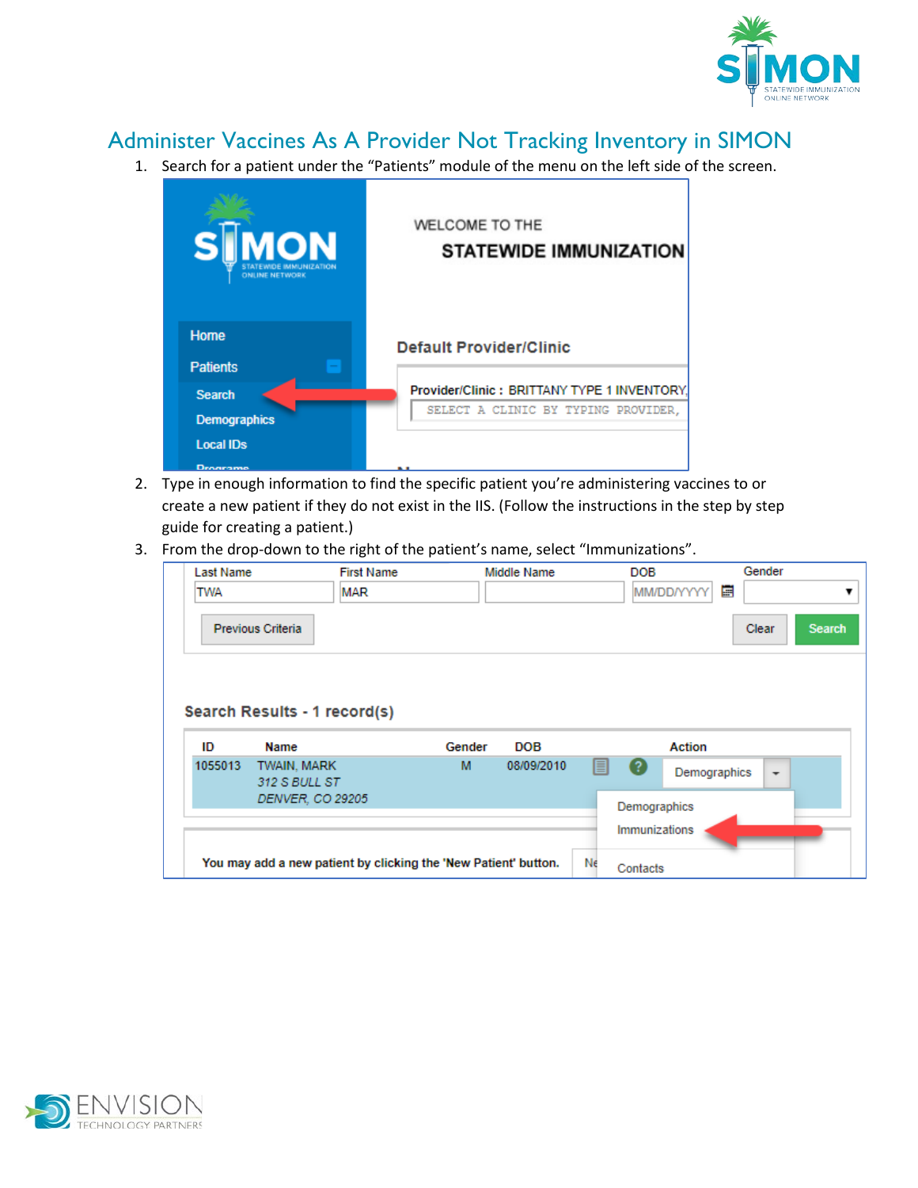# Administer Vaccines As A Provider Not Tracking Inventory in SIMON

1. Search for a patient under the "Patients" module of the menu on the left side of the screen.
2. Type in enough information to find the specific patient you're administering vaccines to or create a new patient if they do not exist in the IIS. (Follow the instructions in the step by step guide for creating a patient.)
3. From the drop-down to the right of the patient's name, select "Immunizations".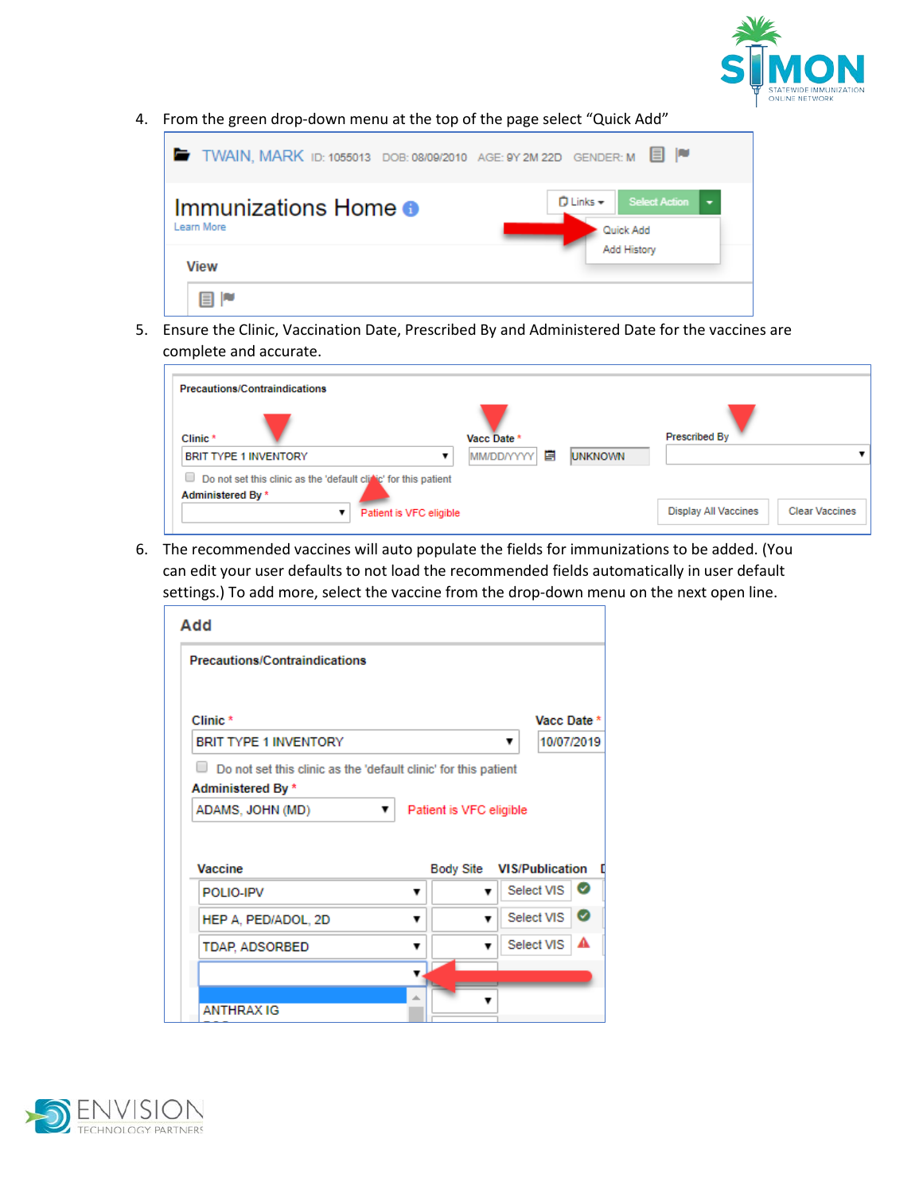4. From the green drop-down menu at the top of the page select "Quick Add"

5. Ensure the Clinic, Vaccination Date, Prescribed By and Administered Date for the vaccines are complete and accurate.

6. The recommended vaccines will auto populate the fields for immunizations to be added. (You can edit your user defaults to not load the recommended fields automatically in user default settings.) To add more, select the vaccine from the drop-down menu on the next open line.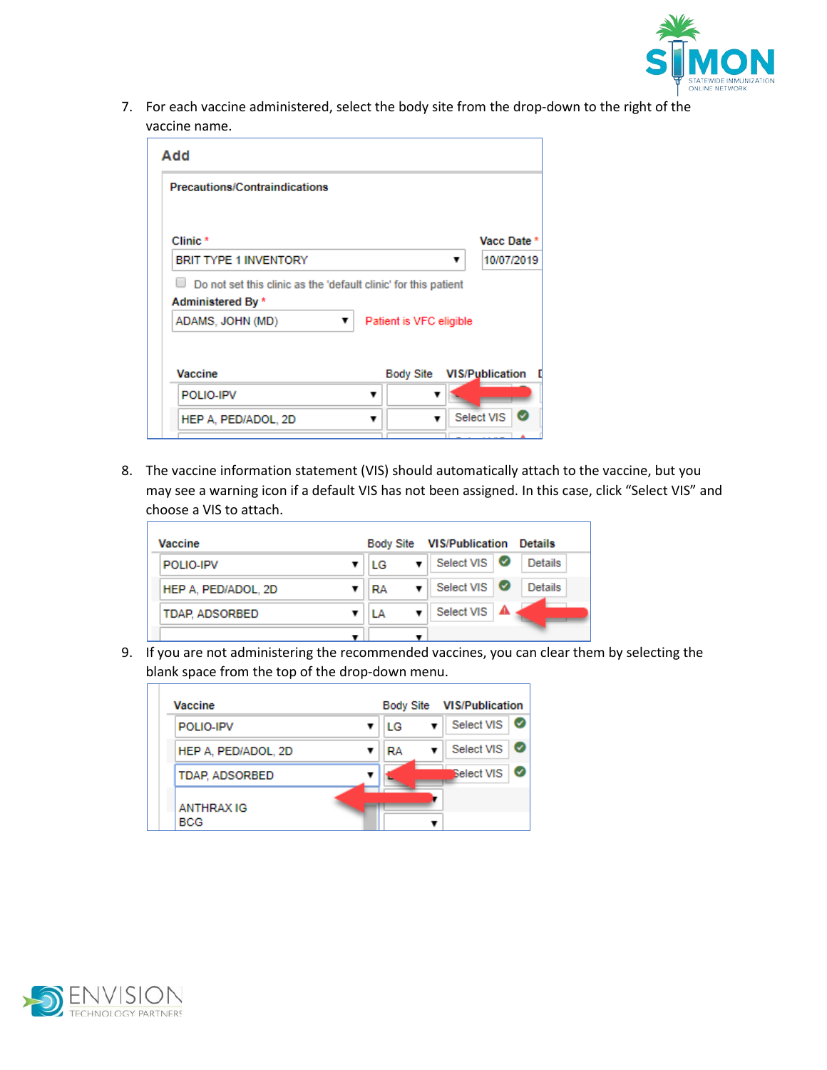7. For each vaccine administered, select the body site from the drop-down to the right of the vaccine name.

8. The vaccine information statement (VIS) should automatically attach to the vaccine, but you may see a warning icon if a default VIS has not been assigned. In this case, click "Select VIS" and choose a VIS to attach.

9. If you are not administering the recommended vaccines, you can clear them by selecting the blank space from the top of the drop-down menu.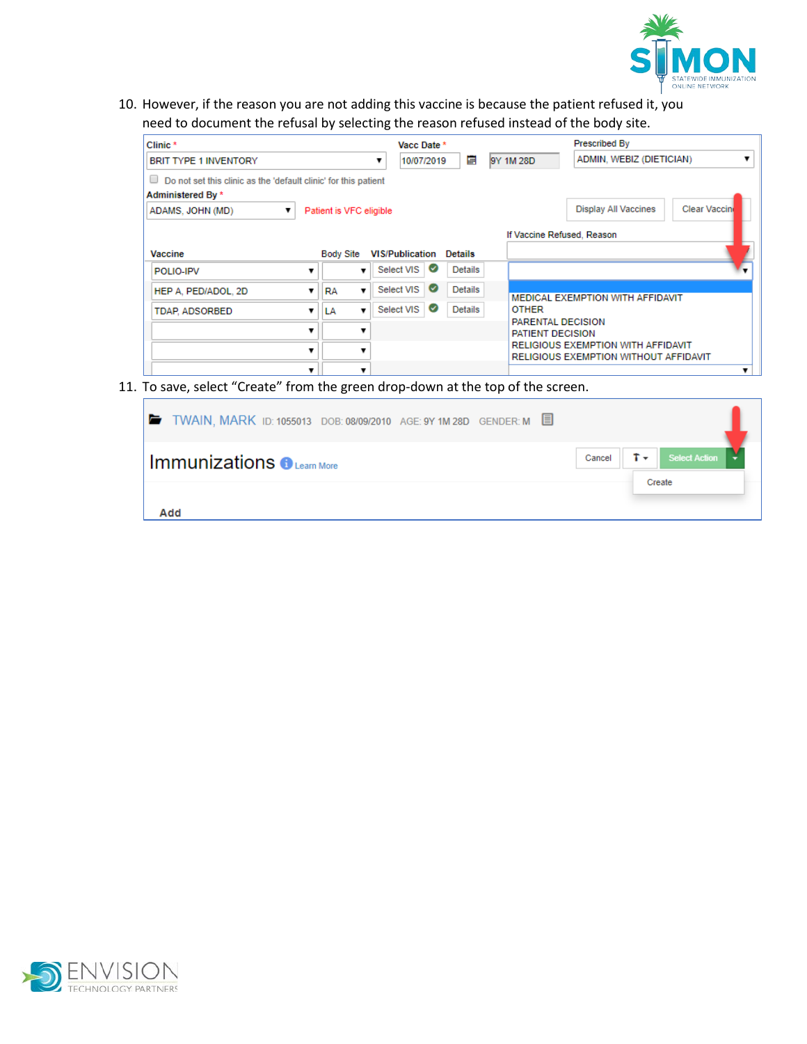10. However, if the reason you are not adding this vaccine is because the patient refused it, you need to document the refusal by selecting the reason refused instead of the body site.

11. To save, select "Create" from the green drop-down at the top of the screen.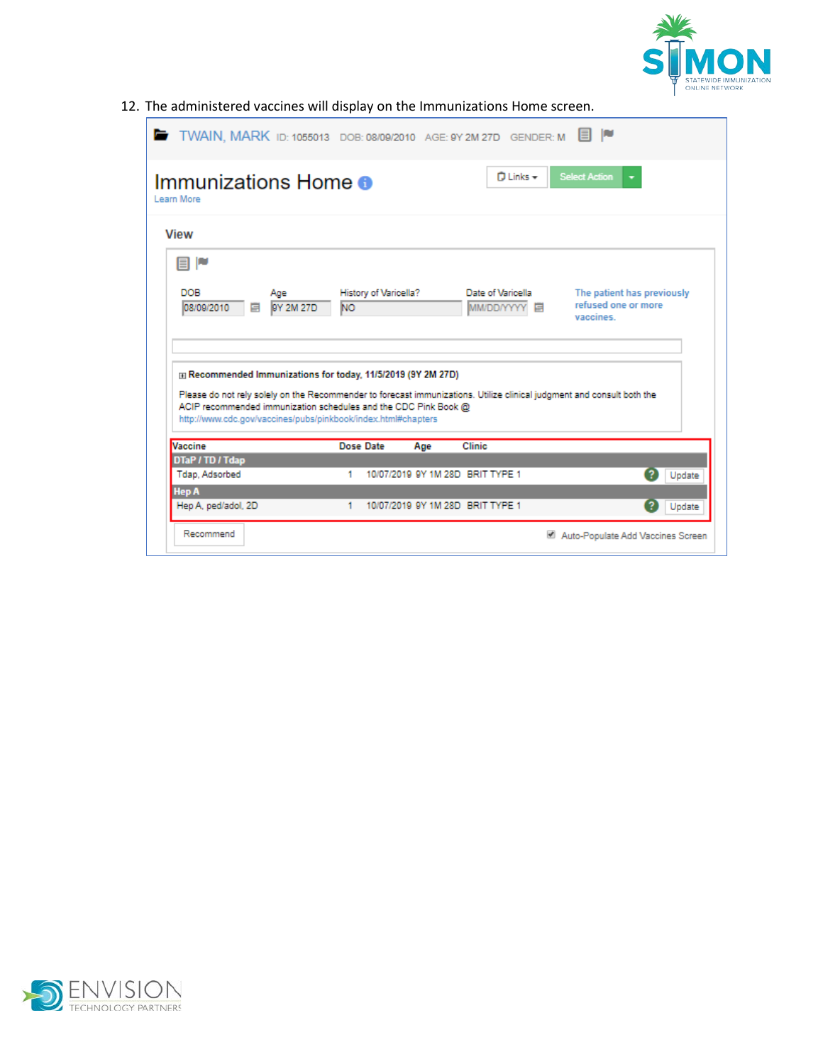12. The administered vaccines will display on the Immunizations Home screen.

TWAIN, MARK ID: 1055013 DOB: 08/09/2010 AGE: 9Y 2M 27D GENDER: M

Immunizations Home

Learn More

Links Select Action

View

DOB 08/09/2010

Age 9Y 2M 27D

History of Varicella? NO

Date of Varicella MM/DD/YYYY

The patient has previously refused one or more vaccines.

Recommended Immunizations for today, 11/5/2019 (9Y 2M 27D)

Please do not rely solely on the Recommender to forecast immunizations. Utilize clinical judgment and consult both the ACIP recommended immunization schedules and the CDC Pink Book @ http://www.cdc.gov/vaccines/pubs/pinkbook/index.html#chapters

| Vaccine | Dose | Date | Age | Clinic | |
|---|---|---|---|---|---|
| **DTaP / TD / Tdap** | | | | | |
| Tdap, Adsorbed | 1 | 10/07/2019 | 9Y 1M 28D | BRIT TYPE 1 | Update |
| **Hep A** | | | | | |
| Hep A, ped/adol, 2D | 1 | 10/07/2019 | 9Y 1M 28D | BRIT TYPE 1 | Update |

Recommend

Auto-Populate Add Vaccines Screen